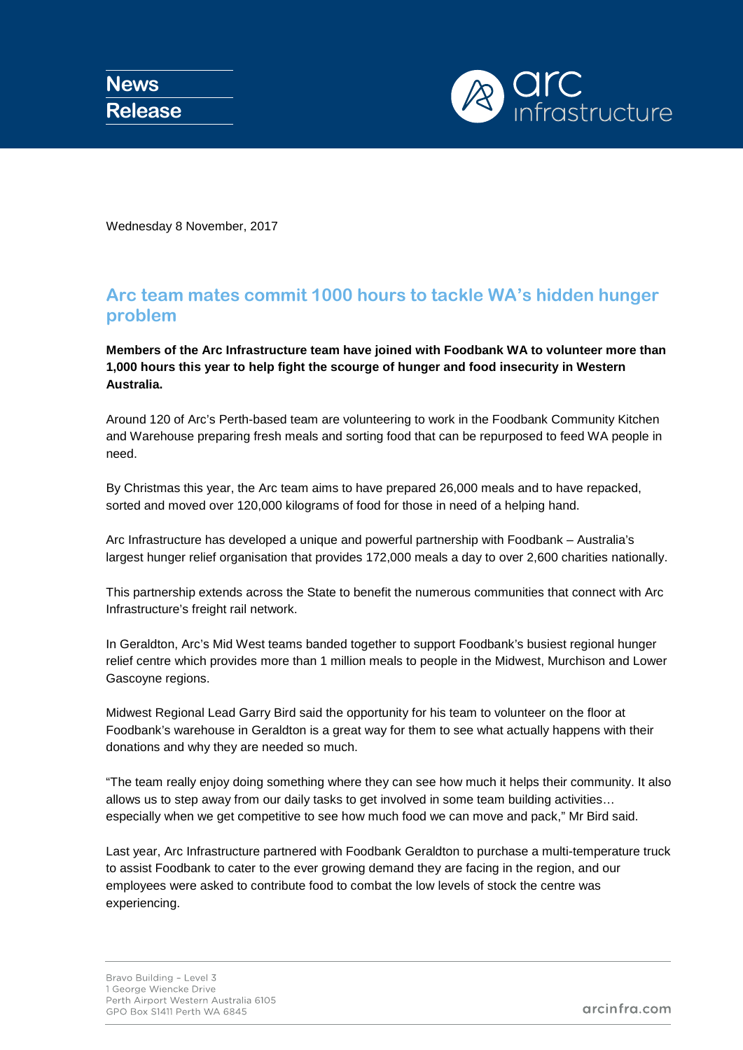**News Release**

Wednesday 8 November, 2017

## Arc team mates commit 1000 hours to tackle WA's hidden hunger problem

**Members of the Arc Infrastructure team have joined with Foodbank WA to volunteer more than 1,000 hours this year to help fight the scourge of hunger and food insecurity in Western Australia.**

Around 120 of Arc's Perth-based team are volunteering to work in the Foodbank Community Kitchen and Warehouse preparing fresh meals and sorting food that can be repurposed to feed WA people in need.

By Christmas this year, the Arc team aims to have prepared 26,000 meals and to have repacked, sorted and moved over 120,000 kilograms of food for those in need of a helping hand.

Arc Infrastructure has developed a unique and powerful partnership with Foodbank – Australia's largest hunger relief organisation that provides 172,000 meals a day to over 2,600 charities nationally.

This partnership extends across the State to benefit the numerous communities that connect with Arc Infrastructure's freight rail network.

In Geraldton, Arc's Mid West teams banded together to support Foodbank's busiest regional hunger relief centre which provides more than 1 million meals to people in the Midwest, Murchison and Lower Gascoyne regions.

Midwest Regional Lead Garry Bird said the opportunity for his team to volunteer on the floor at Foodbank's warehouse in Geraldton is a great way for them to see what actually happens with their donations and why they are needed so much.

"The team really enjoy doing something where they can see how much it helps their community. It also allows us to step away from our daily tasks to get involved in some team building activities… especially when we get competitive to see how much food we can move and pack," Mr Bird said.

Last year, Arc Infrastructure partnered with Foodbank Geraldton to purchase a multi-temperature truck to assist Foodbank to cater to the ever growing demand they are facing in the region, and our employees were asked to contribute food to combat the low levels of stock the centre was experiencing.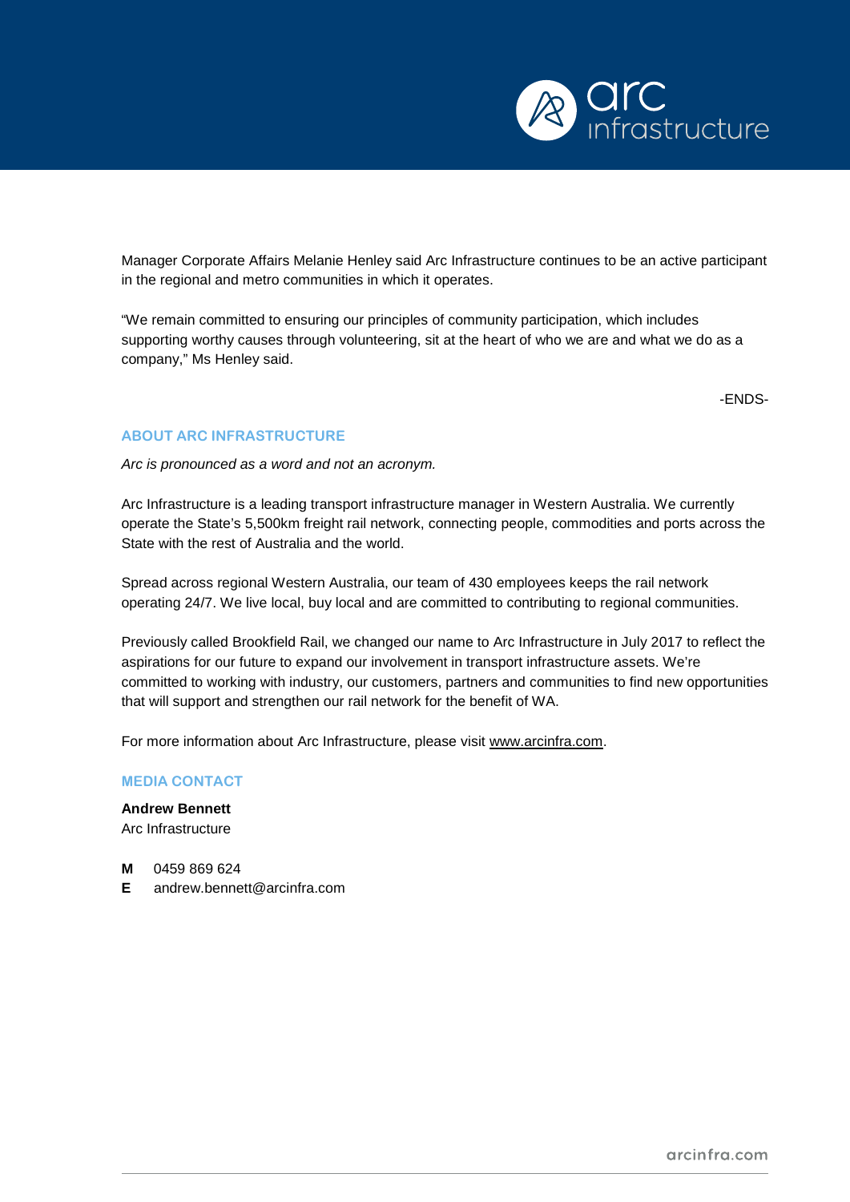Manager Corporate Affairs Melanie Henley said Arc Infrastructure continues to be an active participant in the regional and metro communities in which it operates.

"We remain committed to ensuring our principles of community participation, which includes supporting worthy causes through volunteering, sit at the heart of who we are and what we do as a company," Ms Henley said.

-ENDS-

## ABOUT ARC INFRASTRUCTURE

*Arc is pronounced as a word and not an acronym.*

Arc Infrastructure is a leading transport infrastructure manager in Western Australia. We currently operate the State's 5,500km freight rail network, connecting people, commodities and ports across the State with the rest of Australia and the world.

Spread across regional Western Australia, our team of 430 employees keeps the rail network operating 24/7. We live local, buy local and are committed to contributing to regional communities.

Previously called Brookfield Rail, we changed our name to Arc Infrastructure in July 2017 to reflect the aspirations for our future to expand our involvement in transport infrastructure assets. We're committed to working with industry, our customers, partners and communities to find new opportunities that will support and strengthen our rail network for the benefit of WA.

For more information about Arc Infrastructure, please visit www.arcinfra.com.

## MEDIA CONTACT

**Andrew Bennett**
Arc Infrastructure

**M** 0459 869 624
**E** andrew.bennett@arcinfra.com